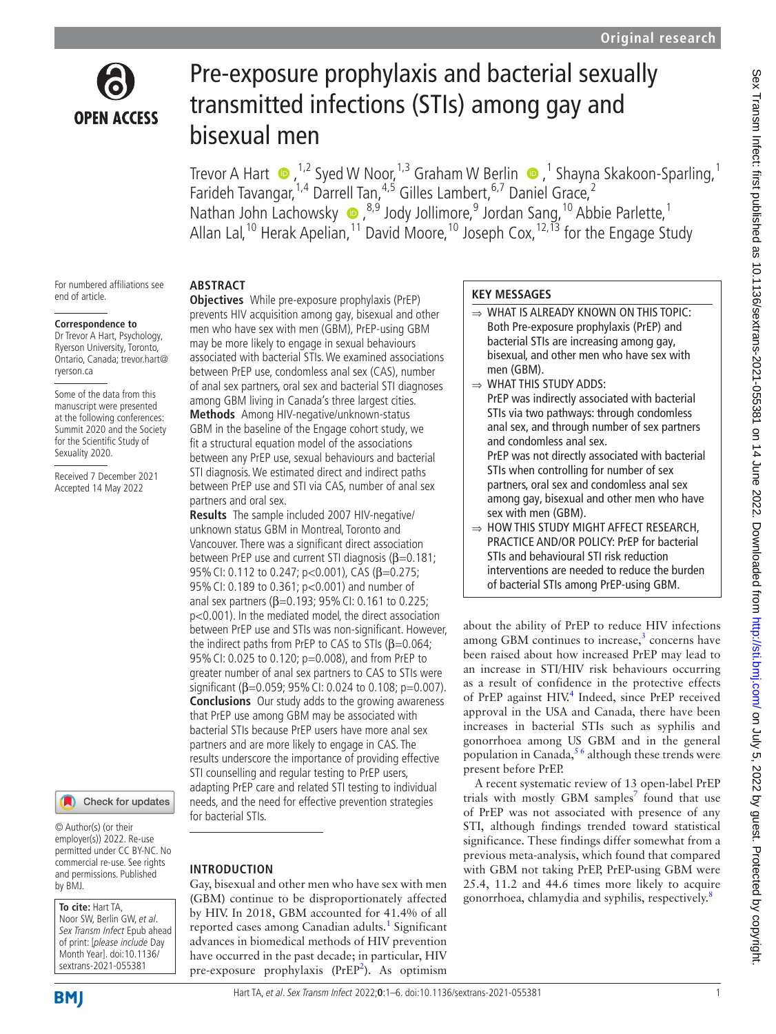Original research

# Pre-exposure prophylaxis and bacterial sexually transmitted infections (STIs) among gay and bisexual men

Trevor A Hart,[1,2] Syed W Noor,[1,3] Graham W Berlin,[1] Shayna Skakoon-Sparling,[1] Farideh Tavangar,[1,4] Darrell Tan,[4,5] Gilles Lambert,[6,7] Daniel Grace,[2] Nathan John Lachowsky,[8,9] Jody Jollimore,[9] Jordan Sang,[10] Abbie Parlette,[1] Allan Lal,[10] Herak Apelian,[11] David Moore,[10] Joseph Cox,[12,13] for the Engage Study

For numbered affiliations see end of article.

**Correspondence to**
Dr Trevor A Hart, Psychology, Ryerson University, Toronto, Ontario, Canada; trevor.hart@ryerson.ca

Some of the data from this manuscript were presented at the following conferences: Summit 2020 and the Society for the Scientific Study of Sexuality 2020.

Received 7 December 2021
Accepted 14 May 2022

© Author(s) (or their employer(s)) 2022. Re-use permitted under CC BY-NC. No commercial re-use. See rights and permissions. Published by BMJ.

**To cite:** Hart TA, Noor SW, Berlin GW, *et al*. *Sex Transm Infect* Epub ahead of print: [*please include* Day Month Year]. doi:10.1136/sextrans-2021-055381

## ABSTRACT

**Objectives** While pre-exposure prophylaxis (PrEP) prevents HIV acquisition among gay, bisexual and other men who have sex with men (GBM), PrEP-using GBM may be more likely to engage in sexual behaviours associated with bacterial STIs. We examined associations between PrEP use, condomless anal sex (CAS), number of anal sex partners, oral sex and bacterial STI diagnoses among GBM living in Canada's three largest cities.

**Methods** Among HIV-negative/unknown-status GBM in the baseline of the Engage cohort study, we fit a structural equation model of the associations between any PrEP use, sexual behaviours and bacterial STI diagnosis. We estimated direct and indirect paths between PrEP use and STI via CAS, number of anal sex partners and oral sex.

**Results** The sample included 2007 HIV-negative/unknown status GBM in Montreal, Toronto and Vancouver. There was a significant direct association between PrEP use and current STI diagnosis (β=0.181; 95% CI: 0.112 to 0.247; p<0.001), CAS (β=0.275; 95% CI: 0.189 to 0.361; p<0.001) and number of anal sex partners (β=0.193; 95% CI: 0.161 to 0.225; p<0.001). In the mediated model, the direct association between PrEP use and STIs was non-significant. However, the indirect paths from PrEP to CAS to STIs (β=0.064; 95% CI: 0.025 to 0.120; p=0.008), and from PrEP to greater number of anal sex partners to CAS to STIs were significant (β=0.059; 95% CI: 0.024 to 0.108; p=0.007).

**Conclusions** Our study adds to the growing awareness that PrEP use among GBM may be associated with bacterial STIs because PrEP users have more anal sex partners and are more likely to engage in CAS. The results underscore the importance of providing effective STI counselling and regular testing to PrEP users, adapting PrEP care and related STI testing to individual needs, and the need for effective prevention strategies for bacterial STIs.

## KEY MESSAGES

⇒ WHAT IS ALREADY KNOWN ON THIS TOPIC: Both Pre-exposure prophylaxis (PrEP) and bacterial STIs are increasing among gay, bisexual, and other men who have sex with men (GBM).

⇒ WHAT THIS STUDY ADDS: PrEP was indirectly associated with bacterial STIs via two pathways: through condomless anal sex, and through number of sex partners and condomless anal sex. PrEP was not directly associated with bacterial STIs when controlling for number of sex partners, oral sex and condomless anal sex among gay, bisexual and other men who have sex with men (GBM).

⇒ HOW THIS STUDY MIGHT AFFECT RESEARCH, PRACTICE AND/OR POLICY: PrEP for bacterial STIs and behavioural STI risk reduction interventions are needed to reduce the burden of bacterial STIs among PrEP-using GBM.

## INTRODUCTION

Gay, bisexual and other men who have sex with men (GBM) continue to be disproportionately affected by HIV. In 2018, GBM accounted for 41.4% of all reported cases among Canadian adults.[1] Significant advances in biomedical methods of HIV prevention have occurred in the past decade; in particular, HIV pre-exposure prophylaxis (PrEP[2]). As optimism about the ability of PrEP to reduce HIV infections among GBM continues to increase,[3] concerns have been raised about how increased PrEP may lead to an increase in STI/HIV risk behaviours occurring as a result of confidence in the protective effects of PrEP against HIV.[4] Indeed, since PrEP received approval in the USA and Canada, there have been increases in bacterial STIs such as syphilis and gonorrhoea among US GBM and in the general population in Canada,[5,6] although these trends were present before PrEP.

A recent systematic review of 13 open-label PrEP trials with mostly GBM samples[7] found that use of PrEP was not associated with presence of any STI, although findings trended toward statistical significance. These findings differ somewhat from a previous meta-analysis, which found that compared with GBM not taking PrEP, PrEP-using GBM were 25.4, 11.2 and 44.6 times more likely to acquire gonorrhoea, chlamydia and syphilis, respectively.[8]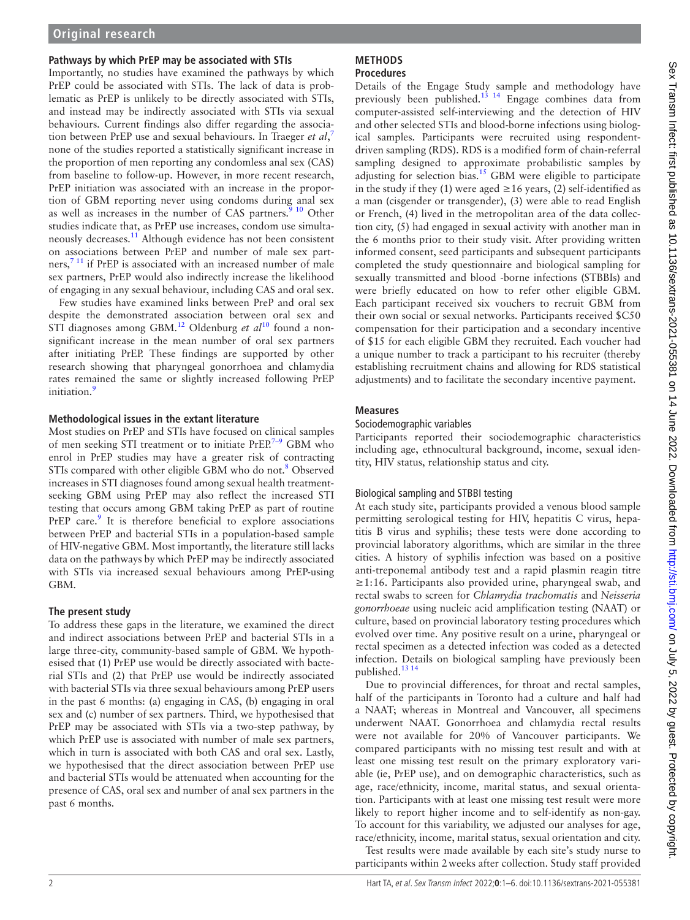### Pathways by which PrEP may be associated with STIs

Importantly, no studies have examined the pathways by which PrEP could be associated with STIs. The lack of data is problematic as PrEP is unlikely to be directly associated with STIs, and instead may be indirectly associated with STIs via sexual behaviours. Current findings also differ regarding the association between PrEP use and sexual behaviours. In Traeger *et al*,[7] none of the studies reported a statistically significant increase in the proportion of men reporting any condomless anal sex (CAS) from baseline to follow-up. However, in more recent research, PrEP initiation was associated with an increase in the proportion of GBM reporting never using condoms during anal sex as well as increases in the number of CAS partners.[9,10] Other studies indicate that, as PrEP use increases, condom use simultaneously decreases.[11] Although evidence has not been consistent on associations between PrEP and number of male sex partners,[7,11] if PrEP is associated with an increased number of male sex partners, PrEP would also indirectly increase the likelihood of engaging in any sexual behaviour, including CAS and oral sex.

Few studies have examined links between PreP and oral sex despite the demonstrated association between oral sex and STI diagnoses among GBM.[12] Oldenburg *et al*[10] found a non-significant increase in the mean number of oral sex partners after initiating PrEP. These findings are supported by other research showing that pharyngeal gonorrhoea and chlamydia rates remained the same or slightly increased following PrEP initiation.[9]

### Methodological issues in the extant literature

Most studies on PrEP and STIs have focused on clinical samples of men seeking STI treatment or to initiate PrEP.[7–9] GBM who enrol in PrEP studies may have a greater risk of contracting STIs compared with other eligible GBM who do not.[8] Observed increases in STI diagnoses found among sexual health treatment-seeking GBM using PrEP may also reflect the increased STI testing that occurs among GBM taking PrEP as part of routine PrEP care.[9] It is therefore beneficial to explore associations between PrEP and bacterial STIs in a population-based sample of HIV-negative GBM. Most importantly, the literature still lacks data on the pathways by which PrEP may be indirectly associated with STIs via increased sexual behaviours among PrEP-using GBM.

### The present study

To address these gaps in the literature, we examined the direct and indirect associations between PrEP and bacterial STIs in a large three-city, community-based sample of GBM. We hypothesised that (1) PrEP use would be directly associated with bacterial STIs and (2) that PrEP use would be indirectly associated with bacterial STIs via three sexual behaviours among PrEP users in the past 6 months: (a) engaging in CAS, (b) engaging in oral sex and (c) number of sex partners. Third, we hypothesised that PrEP may be associated with STIs via a two-step pathway, by which PrEP use is associated with number of male sex partners, which in turn is associated with both CAS and oral sex. Lastly, we hypothesised that the direct association between PrEP use and bacterial STIs would be attenuated when accounting for the presence of CAS, oral sex and number of anal sex partners in the past 6 months.

## METHODS

### Procedures

Details of the Engage Study sample and methodology have previously been published.[13,14] Engage combines data from computer-assisted self-interviewing and the detection of HIV and other selected STIs and blood-borne infections using biological samples. Participants were recruited using respondent-driven sampling (RDS). RDS is a modified form of chain-referral sampling designed to approximate probabilistic samples by adjusting for selection bias.[15] GBM were eligible to participate in the study if they (1) were aged ≥16 years, (2) self-identified as a man (cisgender or transgender), (3) were able to read English or French, (4) lived in the metropolitan area of the data collection city, (5) had engaged in sexual activity with another man in the 6 months prior to their study visit. After providing written informed consent, seed participants and subsequent participants completed the study questionnaire and biological sampling for sexually transmitted and blood -borne infections (STBBIs) and were briefly educated on how to refer other eligible GBM. Each participant received six vouchers to recruit GBM from their own social or sexual networks. Participants received $C50 compensation for their participation and a secondary incentive of $15 for each eligible GBM they recruited. Each voucher had a unique number to track a participant to his recruiter (thereby establishing recruitment chains and allowing for RDS statistical adjustments) and to facilitate the secondary incentive payment.

### Measures

#### Sociodemographic variables

Participants reported their sociodemographic characteristics including age, ethnocultural background, income, sexual identity, HIV status, relationship status and city.

#### Biological sampling and STBBI testing

At each study site, participants provided a venous blood sample permitting serological testing for HIV, hepatitis C virus, hepatitis B virus and syphilis; these tests were done according to provincial laboratory algorithms, which are similar in the three cities. A history of syphilis infection was based on a positive anti-treponemal antibody test and a rapid plasmin reagin titre ≥1:16. Participants also provided urine, pharyngeal swab, and rectal swabs to screen for *Chlamydia trachomatis* and *Neisseria gonorrhoeae* using nucleic acid amplification testing (NAAT) or culture, based on provincial laboratory testing procedures which evolved over time. Any positive result on a urine, pharyngeal or rectal specimen as a detected infection was coded as a detected infection. Details on biological sampling have previously been published.[13,14]

Due to provincial differences, for throat and rectal samples, half of the participants in Toronto had a culture and half had a NAAT; whereas in Montreal and Vancouver, all specimens underwent NAAT. Gonorrhoea and chlamydia rectal results were not available for 20% of Vancouver participants. We compared participants with no missing test result and with at least one missing test result on the primary exploratory variable (ie, PrEP use), and on demographic characteristics, such as age, race/ethnicity, income, marital status, and sexual orientation. Participants with at least one missing test result were more likely to report higher income and to self-identify as non-gay. To account for this variability, we adjusted our analyses for age, race/ethnicity, income, marital status, sexual orientation and city.

Test results were made available by each site's study nurse to participants within 2 weeks after collection. Study staff provided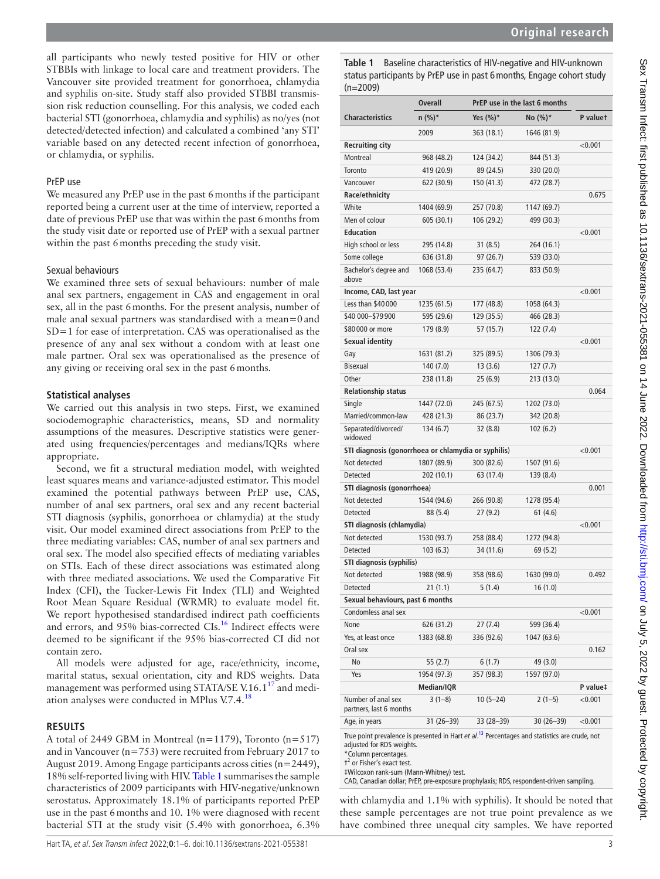all participants who newly tested positive for HIV or other STBBIs with linkage to local care and treatment providers. The Vancouver site provided treatment for gonorrhoea, chlamydia and syphilis on-site. Study staff also provided STBBI transmission risk reduction counselling. For this analysis, we coded each bacterial STI (gonorrhoea, chlamydia and syphilis) as no/yes (not detected/detected infection) and calculated a combined 'any STI' variable based on any detected recent infection of gonorrhoea, or chlamydia, or syphilis.

### PrEP use

We measured any PrEP use in the past 6 months if the participant reported being a current user at the time of interview, reported a date of previous PrEP use that was within the past 6 months from the study visit date or reported use of PrEP with a sexual partner within the past 6 months preceding the study visit.

### Sexual behaviours

We examined three sets of sexual behaviours: number of male anal sex partners, engagement in CAS and engagement in oral sex, all in the past 6 months. For the present analysis, number of male anal sexual partners was standardised with a mean=0 and SD=1 for ease of interpretation. CAS was operationalised as the presence of any anal sex without a condom with at least one male partner. Oral sex was operationalised as the presence of any giving or receiving oral sex in the past 6 months.

## Statistical analyses

We carried out this analysis in two steps. First, we examined sociodemographic characteristics, means, SD and normality assumptions of the measures. Descriptive statistics were generated using frequencies/percentages and medians/IQRs where appropriate.

Second, we fit a structural mediation model, with weighted least squares means and variance-adjusted estimator. This model examined the potential pathways between PrEP use, CAS, number of anal sex partners, oral sex and any recent bacterial STI diagnosis (syphilis, gonorrhoea or chlamydia) at the study visit. Our model examined direct associations from PrEP to the three mediating variables: CAS, number of anal sex partners and oral sex. The model also specified effects of mediating variables on STIs. Each of these direct associations was estimated along with three mediated associations. We used the Comparative Fit Index (CFI), the Tucker-Lewis Fit Index (TLI) and Weighted Root Mean Square Residual (WRMR) to evaluate model fit. We report hypothesised standardised indirect path coefficients and errors, and 95% bias-corrected CIs.[16] Indirect effects were deemed to be significant if the 95% bias-corrected CI did not contain zero.

All models were adjusted for age, race/ethnicity, income, marital status, sexual orientation, city and RDS weights. Data management was performed using STATA/SE V.16.1[17] and mediation analyses were conducted in MPlus V.7.4.[18]

## RESULTS

A total of 2449 GBM in Montreal (n=1179), Toronto (n=517) and in Vancouver (n=753) were recruited from February 2017 to August 2019. Among Engage participants across cities (n=2449), 18% self-reported living with HIV. Table 1 summarises the sample characteristics of 2009 participants with HIV-negative/unknown serostatus. Approximately 18.1% of participants reported PrEP use in the past 6 months and 10. 1% were diagnosed with recent bacterial STI at the study visit (5.4% with gonorrhoea, 6.3% with chlamydia and 1.1% with syphilis). It should be noted that these sample percentages are not true point prevalence as we have combined three unequal city samples. We have reported

**Table 1** Baseline characteristics of HIV-negative and HIV-unknown status participants by PrEP use in past 6 months, Engage cohort study (n=2009)

| Characteristics | Overall n (%)* | PrEP use in the last 6 months: Yes (%)* | No (%)* | P value† |
|---|---|---|---|---|
| | 2009 | 363 (18.1) | 1646 (81.9) | |
| **Recruiting city** | | | | <0.001 |
| Montreal | 968 (48.2) | 124 (34.2) | 844 (51.3) | |
| Toronto | 419 (20.9) | 89 (24.5) | 330 (20.0) | |
| Vancouver | 622 (30.9) | 150 (41.3) | 472 (28.7) | |
| **Race/ethnicity** | | | | 0.675 |
| White | 1404 (69.9) | 257 (70.8) | 1147 (69.7) | |
| Men of colour | 605 (30.1) | 106 (29.2) | 499 (30.3) | |
| **Education** | | | | <0.001 |
| High school or less | 295 (14.8) | 31 (8.5) | 264 (16.1) | |
| Some college | 636 (31.8) | 97 (26.7) | 539 (33.0) | |
| Bachelor's degree and above | 1068 (53.4) | 235 (64.7) | 833 (50.9) | |
| **Income, CAD, last year** | | | | <0.001 |
| Less than $40 000 | 1235 (61.5) | 177 (48.8) | 1058 (64.3) | |
| $40 000–$79 900 | 595 (29.6) | 129 (35.5) | 466 (28.3) | |
| $80 000 or more | 179 (8.9) | 57 (15.7) | 122 (7.4) | |
| **Sexual identity** | | | | <0.001 |
| Gay | 1631 (81.2) | 325 (89.5) | 1306 (79.3) | |
| Bisexual | 140 (7.0) | 13 (3.6) | 127 (7.7) | |
| Other | 238 (11.8) | 25 (6.9) | 213 (13.0) | |
| **Relationship status** | | | | 0.064 |
| Single | 1447 (72.0) | 245 (67.5) | 1202 (73.0) | |
| Married/common-law | 428 (21.3) | 86 (23.7) | 342 (20.8) | |
| Separated/divorced/ widowed | 134 (6.7) | 32 (8.8) | 102 (6.2) | |
| **STI diagnosis (gonorrhoea or chlamydia or syphilis)** | | | | <0.001 |
| Not detected | 1807 (89.9) | 300 (82.6) | 1507 (91.6) | |
| Detected | 202 (10.1) | 63 (17.4) | 139 (8.4) | |
| **STI diagnosis (gonorrhoea)** | | | | 0.001 |
| Not detected | 1544 (94.6) | 266 (90.8) | 1278 (95.4) | |
| Detected | 88 (5.4) | 27 (9.2) | 61 (4.6) | |
| **STI diagnosis (chlamydia)** | | | | <0.001 |
| Not detected | 1530 (93.7) | 258 (88.4) | 1272 (94.8) | |
| Detected | 103 (6.3) | 34 (11.6) | 69 (5.2) | |
| **STI diagnosis (syphilis)** | | | | |
| Not detected | 1988 (98.9) | 358 (98.6) | 1630 (99.0) | 0.492 |
| Detected | 21 (1.1) | 5 (1.4) | 16 (1.0) | |
| **Sexual behaviours, past 6 months** | | | | |
| Condomless anal sex | | | | <0.001 |
| None | 626 (31.2) | 27 (7.4) | 599 (36.4) | |
| Yes, at least once | 1383 (68.8) | 336 (92.6) | 1047 (63.6) | |
| Oral sex | | | | 0.162 |
| No | 55 (2.7) | 6 (1.7) | 49 (3.0) | |
| Yes | 1954 (97.3) | 357 (98.3) | 1597 (97.0) | |
| | **Median/IQR** | | | **P value‡** |
| Number of anal sex partners, last 6 months | 3 (1–8) | 10 (5–24) | 2 (1–5) | <0.001 |
| Age, in years | 31 (26–39) | 33 (28–39) | 30 (26–39) | <0.001 |

True point prevalence is presented in Hart *et al*.[13] Percentages and statistics are crude, not adjusted for RDS weights.
*Column percentages.
†$\chi^2$ or Fisher's exact test.
‡Wilcoxon rank-sum (Mann-Whitney) test.
CAD, Canadian dollar; PrEP, pre-exposure prophylaxis; RDS, respondent-driven sampling.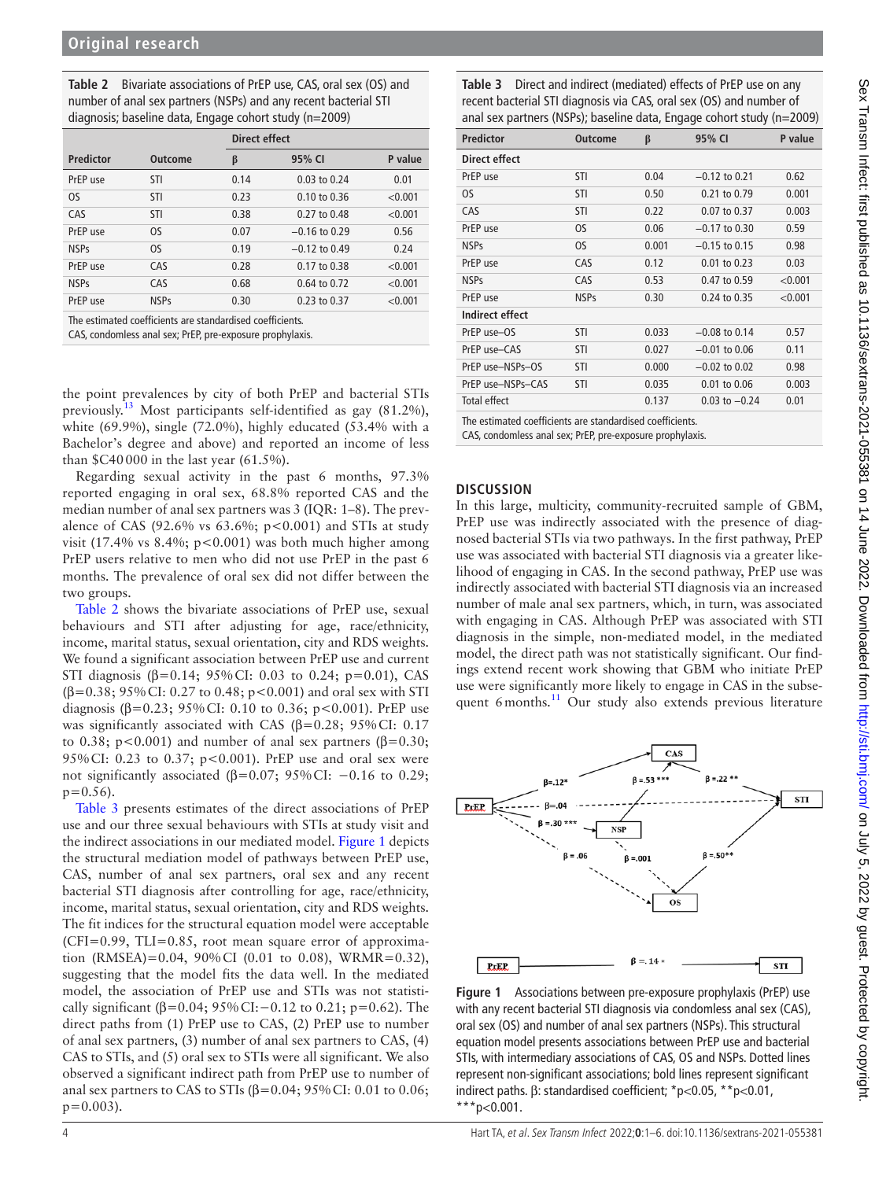**Table 2** Bivariate associations of PrEP use, CAS, oral sex (OS) and number of anal sex partners (NSPs) and any recent bacterial STI diagnosis; baseline data, Engage cohort study (n=2009)

| | | Direct effect | | |
|---|---|---|---|---|
| **Predictor** | **Outcome** | **β** | **95% CI** | **P value** |
| PrEP use | STI | 0.14 | 0.03 to 0.24 | 0.01 |
| OS | STI | 0.23 | 0.10 to 0.36 | <0.001 |
| CAS | STI | 0.38 | 0.27 to 0.48 | <0.001 |
| PrEP use | OS | 0.07 | −0.16 to 0.29 | 0.56 |
| NSPs | OS | 0.19 | −0.12 to 0.49 | 0.24 |
| PrEP use | CAS | 0.28 | 0.17 to 0.38 | <0.001 |
| NSPs | CAS | 0.68 | 0.64 to 0.72 | <0.001 |
| PrEP use | NSPs | 0.30 | 0.23 to 0.37 | <0.001 |

The estimated coefficients are standardised coefficients.
CAS, condomless anal sex; PrEP, pre-exposure prophylaxis.

the point prevalences by city of both PrEP and bacterial STIs previously.[13] Most participants self-identified as gay (81.2%), white (69.9%), single (72.0%), highly educated (53.4% with a Bachelor's degree and above) and reported an income of less than $C40 000 in the last year (61.5%).

Regarding sexual activity in the past 6 months, 97.3% reported engaging in oral sex, 68.8% reported CAS and the median number of anal sex partners was 3 (IQR: 1–8). The prevalence of CAS (92.6% vs 63.6%; p<0.001) and STIs at study visit (17.4% vs 8.4%; p<0.001) was both much higher among PrEP users relative to men who did not use PrEP in the past 6 months. The prevalence of oral sex did not differ between the two groups.

Table 2 shows the bivariate associations of PrEP use, sexual behaviours and STI after adjusting for age, race/ethnicity, income, marital status, sexual orientation, city and RDS weights. We found a significant association between PrEP use and current STI diagnosis (β=0.14; 95% CI: 0.03 to 0.24; p=0.01), CAS (β=0.38; 95% CI: 0.27 to 0.48; p<0.001) and oral sex with STI diagnosis (β=0.23; 95% CI: 0.10 to 0.36; p<0.001). PrEP use was significantly associated with CAS (β=0.28; 95% CI: 0.17 to 0.38; p<0.001) and number of anal sex partners (β=0.30; 95% CI: 0.23 to 0.37; p<0.001). PrEP use and oral sex were not significantly associated (β=0.07; 95% CI: −0.16 to 0.29; p=0.56).

Table 3 presents estimates of the direct associations of PrEP use and our three sexual behaviours with STIs at study visit and the indirect associations in our mediated model. Figure 1 depicts the structural mediation model of pathways between PrEP use, CAS, number of anal sex partners, oral sex and any recent bacterial STI diagnosis after controlling for age, race/ethnicity, income, marital status, sexual orientation, city and RDS weights. The fit indices for the structural equation model were acceptable (CFI=0.99, TLI=0.85, root mean square error of approximation (RMSEA)=0.04, 90% CI (0.01 to 0.08), WRMR=0.32), suggesting that the model fits the data well. In the mediated model, the association of PrEP use and STIs was not statistically significant (β=0.04; 95% CI: −0.12 to 0.21; p=0.62). The direct paths from (1) PrEP use to CAS, (2) PrEP use to number of anal sex partners, (3) number of anal sex partners to CAS, (4) CAS to STIs, and (5) oral sex to STIs were all significant. We also observed a significant indirect path from PrEP use to number of anal sex partners to CAS to STIs (β=0.04; 95% CI: 0.01 to 0.06; p=0.003).

**Table 3** Direct and indirect (mediated) effects of PrEP use on any recent bacterial STI diagnosis via CAS, oral sex (OS) and number of anal sex partners (NSPs); baseline data, Engage cohort study (n=2009)

| **Predictor** | **Outcome** | **β** | **95% CI** | **P value** |
|---|---|---|---|---|
| **Direct effect** | | | | |
| PrEP use | STI | 0.04 | −0.12 to 0.21 | 0.62 |
| OS | STI | 0.50 | 0.21 to 0.79 | 0.001 |
| CAS | STI | 0.22 | 0.07 to 0.37 | 0.003 |
| PrEP use | OS | 0.06 | −0.17 to 0.30 | 0.59 |
| NSPs | OS | 0.001 | −0.15 to 0.15 | 0.98 |
| PrEP use | CAS | 0.12 | 0.01 to 0.23 | 0.03 |
| NSPs | CAS | 0.53 | 0.47 to 0.59 | <0.001 |
| PrEP use | NSPs | 0.30 | 0.24 to 0.35 | <0.001 |
| **Indirect effect** | | | | |
| PrEP use–OS | STI | 0.033 | −0.08 to 0.14 | 0.57 |
| PrEP use–CAS | STI | 0.027 | −0.01 to 0.06 | 0.11 |
| PrEP use–NSPs–OS | STI | 0.000 | −0.02 to 0.02 | 0.98 |
| PrEP use–NSPs–CAS | STI | 0.035 | 0.01 to 0.06 | 0.003 |
| Total effect | | 0.137 | 0.03 to −0.24 | 0.01 |

The estimated coefficients are standardised coefficients.
CAS, condomless anal sex; PrEP, pre-exposure prophylaxis.

## DISCUSSION

In this large, multicity, community-recruited sample of GBM, PrEP use was indirectly associated with the presence of diagnosed bacterial STIs via two pathways. In the first pathway, PrEP use was associated with bacterial STI diagnosis via a greater likelihood of engaging in CAS. In the second pathway, PrEP use was indirectly associated with bacterial STI diagnosis via an increased number of male anal sex partners, which, in turn, was associated with engaging in CAS. Although PrEP was associated with STI diagnosis in the simple, non-mediated model, in the mediated model, the direct path was not statistically significant. Our findings extend recent work showing that GBM who initiate PrEP use were significantly more likely to engage in CAS in the subsequent 6 months.[11] Our study also extends previous literature

**Figure 1** Associations between pre-exposure prophylaxis (PrEP) use with any recent bacterial STI diagnosis via condomless anal sex (CAS), oral sex (OS) and number of anal sex partners (NSPs). This structural equation model presents associations between PrEP use and bacterial STIs, with intermediary associations of CAS, OS and NSPs. Dotted lines represent non-significant associations; bold lines represent significant indirect paths. β: standardised coefficient; *p<0.05, **p<0.01, ***p<0.001.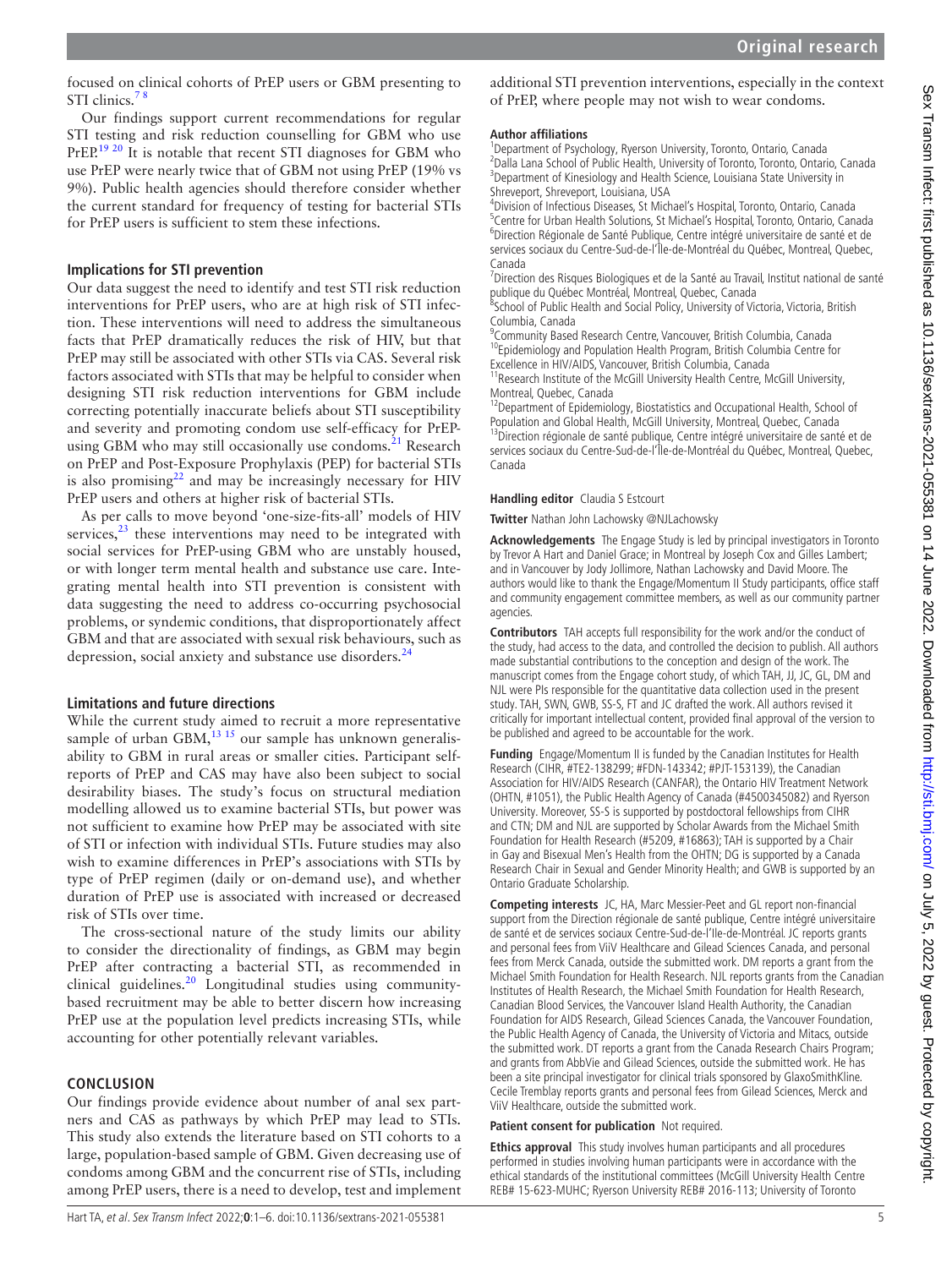focused on clinical cohorts of PrEP users or GBM presenting to STI clinics.[7 8]

Our findings support current recommendations for regular STI testing and risk reduction counselling for GBM who use PrEP.[19 20] It is notable that recent STI diagnoses for GBM who use PrEP were nearly twice that of GBM not using PrEP (19% vs 9%). Public health agencies should therefore consider whether the current standard for frequency of testing for bacterial STIs for PrEP users is sufficient to stem these infections.

### Implications for STI prevention

Our data suggest the need to identify and test STI risk reduction interventions for PrEP users, who are at high risk of STI infection. These interventions will need to address the simultaneous facts that PrEP dramatically reduces the risk of HIV, but that PrEP may still be associated with other STIs via CAS. Several risk factors associated with STIs that may be helpful to consider when designing STI risk reduction interventions for GBM include correcting potentially inaccurate beliefs about STI susceptibility and severity and promoting condom use self-efficacy for PrEP-using GBM who may still occasionally use condoms.[21] Research on PrEP and Post-Exposure Prophylaxis (PEP) for bacterial STIs is also promising[22] and may be increasingly necessary for HIV PrEP users and others at higher risk of bacterial STIs.

As per calls to move beyond 'one-size-fits-all' models of HIV services,[23] these interventions may need to be integrated with social services for PrEP-using GBM who are unstably housed, or with longer term mental health and substance use care. Integrating mental health into STI prevention is consistent with data suggesting the need to address co-occurring psychosocial problems, or syndemic conditions, that disproportionately affect GBM and that are associated with sexual risk behaviours, such as depression, social anxiety and substance use disorders.[24]

### Limitations and future directions

While the current study aimed to recruit a more representative sample of urban GBM,[13 15] our sample has unknown generalisability to GBM in rural areas or smaller cities. Participant self-reports of PrEP and CAS may have also been subject to social desirability biases. The study's focus on structural mediation modelling allowed us to examine bacterial STIs, but power was not sufficient to examine how PrEP may be associated with site of STI or infection with individual STIs. Future studies may also wish to examine differences in PrEP's associations with STIs by type of PrEP regimen (daily or on-demand use), and whether duration of PrEP use is associated with increased or decreased risk of STIs over time.

The cross-sectional nature of the study limits our ability to consider the directionality of findings, as GBM may begin PrEP after contracting a bacterial STI, as recommended in clinical guidelines.[20] Longitudinal studies using community-based recruitment may be able to better discern how increasing PrEP use at the population level predicts increasing STIs, while accounting for other potentially relevant variables.

## CONCLUSION

Our findings provide evidence about number of anal sex partners and CAS as pathways by which PrEP may lead to STIs. This study also extends the literature based on STI cohorts to a large, population-based sample of GBM. Given decreasing use of condoms among GBM and the concurrent rise of STIs, including among PrEP users, there is a need to develop, test and implement additional STI prevention interventions, especially in the context of PrEP, where people may not wish to wear condoms.

**Author affiliations**

[1]Department of Psychology, Ryerson University, Toronto, Ontario, Canada
[2]Dalla Lana School of Public Health, University of Toronto, Toronto, Ontario, Canada
[3]Department of Kinesiology and Health Science, Louisiana State University in Shreveport, Shreveport, Louisiana, USA
[4]Division of Infectious Diseases, St Michael's Hospital, Toronto, Ontario, Canada
[5]Centre for Urban Health Solutions, St Michael's Hospital, Toronto, Ontario, Canada
[6]Direction Régionale de Santé Publique, Centre intégré universitaire de santé et de services sociaux du Centre-Sud-de-l'Île-de-Montréal du Québec, Montreal, Quebec, Canada
[7]Direction des Risques Biologiques et de la Santé au Travail, Institut national de santé publique du Québec Montréal, Montreal, Quebec, Canada
[8]School of Public Health and Social Policy, University of Victoria, Victoria, British Columbia, Canada
[9]Community Based Research Centre, Vancouver, British Columbia, Canada
[10]Epidemiology and Population Health Program, British Columbia Centre for Excellence in HIV/AIDS, Vancouver, British Columbia, Canada
[11]Research Institute of the McGill University Health Centre, McGill University, Montreal, Quebec, Canada
[12]Department of Epidemiology, Biostatistics and Occupational Health, School of Population and Global Health, McGill University, Montreal, Quebec, Canada
[13]Direction régionale de santé publique, Centre intégré universitaire de santé et de services sociaux du Centre-Sud-de-l'Île-de-Montréal du Québec, Montreal, Quebec, Canada

**Handling editor** Claudia S Estcourt

**Twitter** Nathan John Lachowsky @NJLachowsky

**Acknowledgements** The Engage Study is led by principal investigators in Toronto by Trevor A Hart and Daniel Grace; in Montreal by Joseph Cox and Gilles Lambert; and in Vancouver by Jody Jollimore, Nathan Lachowsky and David Moore. The authors would like to thank the Engage/Momentum II Study participants, office staff and community engagement committee members, as well as our community partner agencies.

**Contributors** TAH accepts full responsibility for the work and/or the conduct of the study, had access to the data, and controlled the decision to publish. All authors made substantial contributions to the conception and design of the work. The manuscript comes from the Engage cohort study, of which TAH, JJ, JC, GL, DM and NJL were PIs responsible for the quantitative data collection used in the present study. TAH, SWN, GWB, SS-S, FT and JC drafted the work. All authors revised it critically for important intellectual content, provided final approval of the version to be published and agreed to be accountable for the work.

**Funding** Engage/Momentum II is funded by the Canadian Institutes for Health Research (CIHR, #TE2-138299; #FDN-143342; #PJT-153139), the Canadian Association for HIV/AIDS Research (CANFAR), the Ontario HIV Treatment Network (OHTN, #1051), the Public Health Agency of Canada (#4500345082) and Ryerson University. Moreover, SS-S is supported by postdoctoral fellowships from CIHR and CTN; DM and NJL are supported by Scholar Awards from the Michael Smith Foundation for Health Research (#5209, #16863); TAH is supported by a Chair in Gay and Bisexual Men's Health from the OHTN; DG is supported by a Canada Research Chair in Sexual and Gender Minority Health; and GWB is supported by an Ontario Graduate Scholarship.

**Competing interests** JC, HA, Marc Messier-Peet and GL report non-financial support from the Direction régionale de santé publique, Centre intégré universitaire de santé et de services sociaux Centre-Sud-de-l'Ile-de-Montréal. JC reports grants and personal fees from ViiV Healthcare and Gilead Sciences Canada, and personal fees from Merck Canada, outside the submitted work. DM reports a grant from the Michael Smith Foundation for Health Research. NJL reports grants from the Canadian Institutes of Health Research, the Michael Smith Foundation for Health Research, Canadian Blood Services, the Vancouver Island Health Authority, the Canadian Foundation for AIDS Research, Gilead Sciences Canada, the Vancouver Foundation, the Public Health Agency of Canada, the University of Victoria and Mitacs, outside the submitted work. DT reports a grant from the Canada Research Chairs Program; and grants from AbbVie and Gilead Sciences, outside the submitted work. He has been a site principal investigator for clinical trials sponsored by GlaxoSmithKline. Cecile Tremblay reports grants and personal fees from Gilead Sciences, Merck and ViiV Healthcare, outside the submitted work.

**Patient consent for publication** Not required.

**Ethics approval** This study involves human participants and all procedures performed in studies involving human participants were in accordance with the ethical standards of the institutional committees (McGill University Health Centre REB# 15-623-MUHC; Ryerson University REB# 2016-113; University of Toronto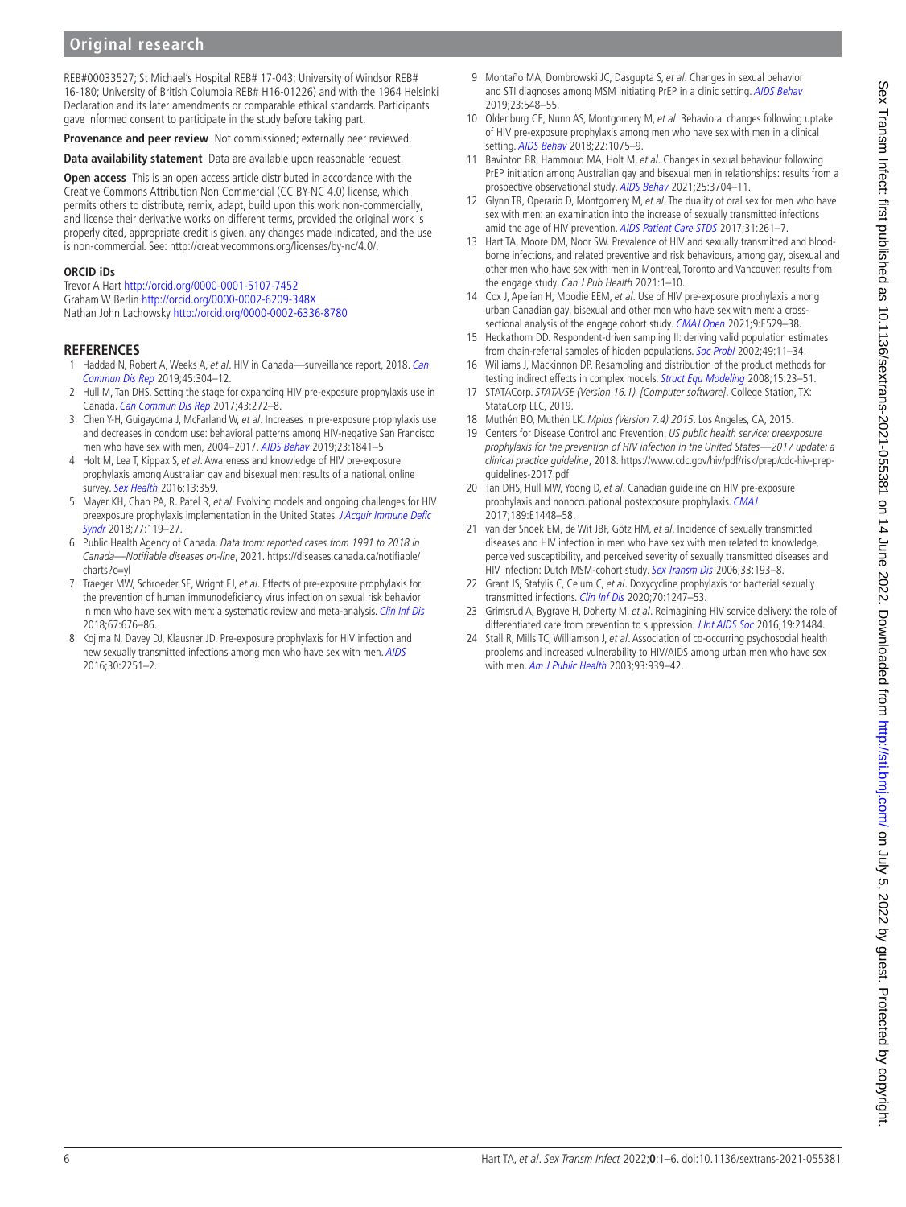REB#00033527; St Michael's Hospital REB# 17-043; University of Windsor REB# 16-180; University of British Columbia REB# H16-01226) and with the 1964 Helsinki Declaration and its later amendments or comparable ethical standards. Participants gave informed consent to participate in the study before taking part.

**Provenance and peer review** Not commissioned; externally peer reviewed.

**Data availability statement** Data are available upon reasonable request.

**Open access** This is an open access article distributed in accordance with the Creative Commons Attribution Non Commercial (CC BY-NC 4.0) license, which permits others to distribute, remix, adapt, build upon this work non-commercially, and license their derivative works on different terms, provided the original work is properly cited, appropriate credit is given, any changes made indicated, and the use is non-commercial. See: http://creativecommons.org/licenses/by-nc/4.0/.

### ORCID iDs

Trevor A Hart http://orcid.org/0000-0001-5107-7452
Graham W Berlin http://orcid.org/0000-0002-6209-348X
Nathan John Lachowsky http://orcid.org/0000-0002-6336-8780

## REFERENCES

1. Haddad N, Robert A, Weeks A, *et al*. HIV in Canada—surveillance report, 2018. *Can Commun Dis Rep* 2019;45:304–12.
2. Hull M, Tan DHS. Setting the stage for expanding HIV pre-exposure prophylaxis use in Canada. *Can Commun Dis Rep* 2017;43:272–8.
3. Chen Y-H, Guigayoma J, McFarland W, *et al*. Increases in pre-exposure prophylaxis use and decreases in condom use: behavioral patterns among HIV-negative San Francisco men who have sex with men, 2004–2017. *AIDS Behav* 2019;23:1841–5.
4. Holt M, Lea T, Kippax S, *et al*. Awareness and knowledge of HIV pre-exposure prophylaxis among Australian gay and bisexual men: results of a national, online survey. *Sex Health* 2016;13:359.
5. Mayer KH, Chan PA, R. Patel R, *et al*. Evolving models and ongoing challenges for HIV preexposure prophylaxis implementation in the United States. *J Acquir Immune Defic Syndr* 2018;77:119–27.
6. Public Health Agency of Canada. *Data from: reported cases from 1991 to 2018 in Canada—Notifiable diseases on-line*, 2021. https://diseases.canada.ca/notifiable/charts?c=yl
7. Traeger MW, Schroeder SE, Wright EJ, *et al*. Effects of pre-exposure prophylaxis for the prevention of human immunodeficiency virus infection on sexual risk behavior in men who have sex with men: a systematic review and meta-analysis. *Clin Inf Dis* 2018;67:676–86.
8. Kojima N, Davey DJ, Klausner JD. Pre-exposure prophylaxis for HIV infection and new sexually transmitted infections among men who have sex with men. *AIDS* 2016;30:2251–2.
9. Montaño MA, Dombrowski JC, Dasgupta S, *et al*. Changes in sexual behavior and STI diagnoses among MSM initiating PrEP in a clinic setting. *AIDS Behav* 2019;23:548–55.
10. Oldenburg CE, Nunn AS, Montgomery M, *et al*. Behavioral changes following uptake of HIV pre-exposure prophylaxis among men who have sex with men in a clinical setting. *AIDS Behav* 2018;22:1075–9.
11. Bavinton BR, Hammoud MA, Holt M, *et al*. Changes in sexual behaviour following PrEP initiation among Australian gay and bisexual men in relationships: results from a prospective observational study. *AIDS Behav* 2021;25:3704–11.
12. Glynn TR, Operario D, Montgomery M, *et al*. The duality of oral sex for men who have sex with men: an examination into the increase of sexually transmitted infections amid the age of HIV prevention. *AIDS Patient Care STDS* 2017;31:261–7.
13. Hart TA, Moore DM, Noor SW. Prevalence of HIV and sexually transmitted and blood-borne infections, and related preventive and risk behaviours, among gay, bisexual and other men who have sex with men in Montreal, Toronto and Vancouver: results from the engage study. *Can J Pub Health* 2021:1–10.
14. Cox J, Apelian H, Moodie EEM, *et al*. Use of HIV pre-exposure prophylaxis among urban Canadian gay, bisexual and other men who have sex with men: a cross-sectional analysis of the engage cohort study. *CMAJ Open* 2021;9:E529–38.
15. Heckathorn DD. Respondent-driven sampling II: deriving valid population estimates from chain-referral samples of hidden populations. *Soc Probl* 2002;49:11–34.
16. Williams J, Mackinnon DP. Resampling and distribution of the product methods for testing indirect effects in complex models. *Struct Equ Modeling* 2008;15:23–51.
17. STATACorp. *STATA/SE (Version 16.1). [Computer software]*. College Station, TX: StataCorp LLC, 2019.
18. Muthén BO, Muthén LK. *Mplus (Version 7.4) 2015*. Los Angeles, CA, 2015.
19. Centers for Disease Control and Prevention. *US public health service: preexposure prophylaxis for the prevention of HIV infection in the United States—2017 update: a clinical practice guideline*, 2018. https://www.cdc.gov/hiv/pdf/risk/prep/cdc-hiv-prep-guidelines-2017.pdf
20. Tan DHS, Hull MW, Yoong D, *et al*. Canadian guideline on HIV pre-exposure prophylaxis and nonoccupational postexposure prophylaxis. *CMAJ* 2017;189:E1448–58.
21. van der Snoek EM, de Wit JBF, Götz HM, *et al*. Incidence of sexually transmitted diseases and HIV infection in men who have sex with men related to knowledge, perceived susceptibility, and perceived severity of sexually transmitted diseases and HIV infection: Dutch MSM-cohort study. *Sex Transm Dis* 2006;33:193–8.
22. Grant JS, Stafylis C, Celum C, *et al*. Doxycycline prophylaxis for bacterial sexually transmitted infections. *Clin Inf Dis* 2020;70:1247–53.
23. Grimsrud A, Bygrave H, Doherty M, *et al*. Reimagining HIV service delivery: the role of differentiated care from prevention to suppression. *J Int AIDS Soc* 2016;19:21484.
24. Stall R, Mills TC, Williamson J, *et al*. Association of co-occurring psychosocial health problems and increased vulnerability to HIV/AIDS among urban men who have sex with men. *Am J Public Health* 2003;93:939–42.